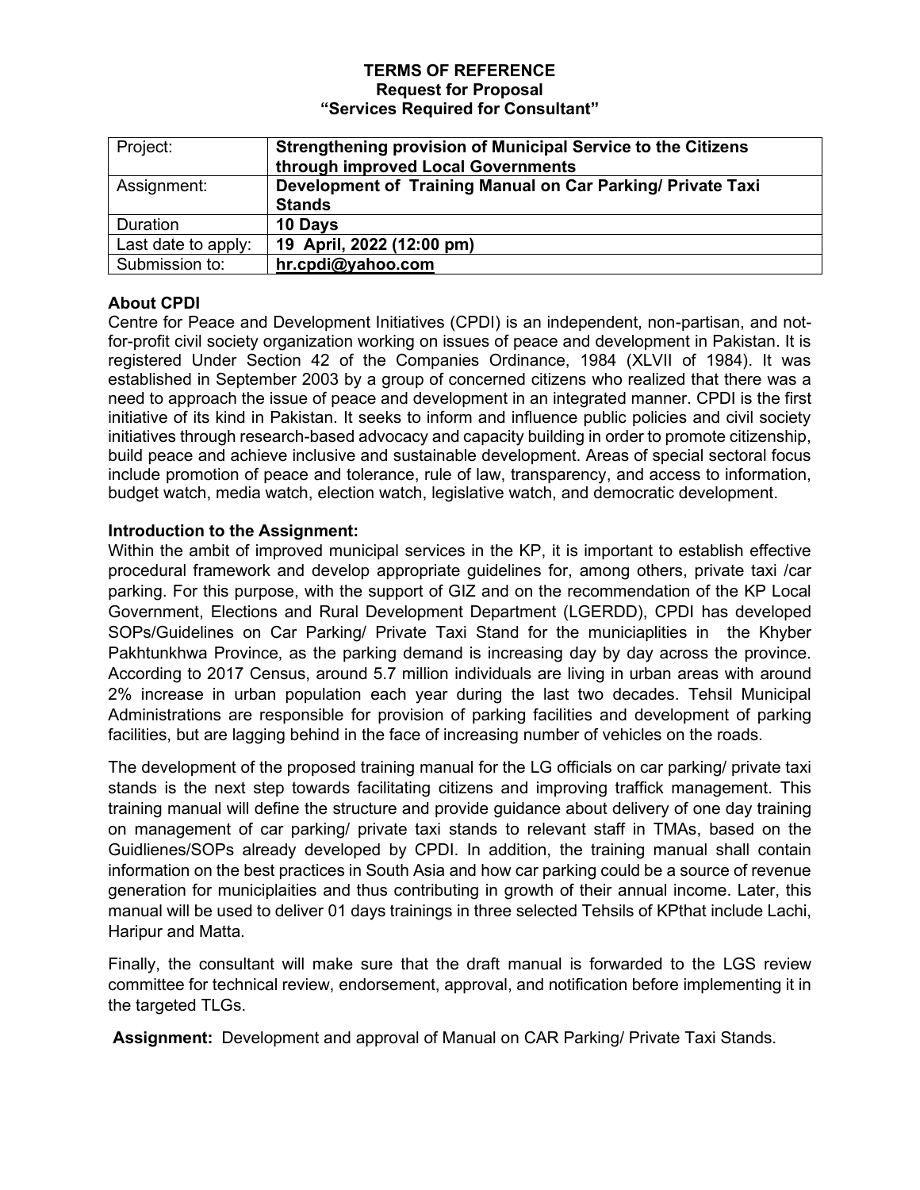**TERMS OF REFERENCE**
**Request for Proposal**
**"Services Required for Consultant"**

| Project: | **Strengthening provision of Municipal Service to the Citizens through improved Local Governments** |
|---|---|
| Assignment: | **Development of Training Manual on Car Parking/ Private Taxi Stands** |
| Duration | **10 Days** |
| Last date to apply: | **19 April, 2022 (12:00 pm)** |
| Submission to: | **hr.cpdi@yahoo.com** |

**About CPDI**

Centre for Peace and Development Initiatives (CPDI) is an independent, non-partisan, and not-for-profit civil society organization working on issues of peace and development in Pakistan. It is registered Under Section 42 of the Companies Ordinance, 1984 (XLVII of 1984). It was established in September 2003 by a group of concerned citizens who realized that there was a need to approach the issue of peace and development in an integrated manner. CPDI is the first initiative of its kind in Pakistan. It seeks to inform and influence public policies and civil society initiatives through research-based advocacy and capacity building in order to promote citizenship, build peace and achieve inclusive and sustainable development. Areas of special sectoral focus include promotion of peace and tolerance, rule of law, transparency, and access to information, budget watch, media watch, election watch, legislative watch, and democratic development.

**Introduction to the Assignment:**

Within the ambit of improved municipal services in the KP, it is important to establish effective procedural framework and develop appropriate guidelines for, among others, private taxi /car parking. For this purpose, with the support of GIZ and on the recommendation of the KP Local Government, Elections and Rural Development Department (LGERDD), CPDI has developed SOPs/Guidelines on Car Parking/ Private Taxi Stand for the municiaplities in the Khyber Pakhtunkhwa Province, as the parking demand is increasing day by day across the province. According to 2017 Census, around 5.7 million individuals are living in urban areas with around 2% increase in urban population each year during the last two decades. Tehsil Municipal Administrations are responsible for provision of parking facilities and development of parking facilities, but are lagging behind in the face of increasing number of vehicles on the roads.

The development of the proposed training manual for the LG officials on car parking/ private taxi stands is the next step towards facilitating citizens and improving traffick management. This training manual will define the structure and provide guidance about delivery of one day training on management of car parking/ private taxi stands to relevant staff in TMAs, based on the Guidlienes/SOPs already developed by CPDI. In addition, the training manual shall contain information on the best practices in South Asia and how car parking could be a source of revenue generation for municiplaities and thus contributing in growth of their annual income. Later, this manual will be used to deliver 01 days trainings in three selected Tehsils of KPthat include Lachi, Haripur and Matta.

Finally, the consultant will make sure that the draft manual is forwarded to the LGS review committee for technical review, endorsement, approval, and notification before implementing it in the targeted TLGs.

**Assignment:** Development and approval of Manual on CAR Parking/ Private Taxi Stands.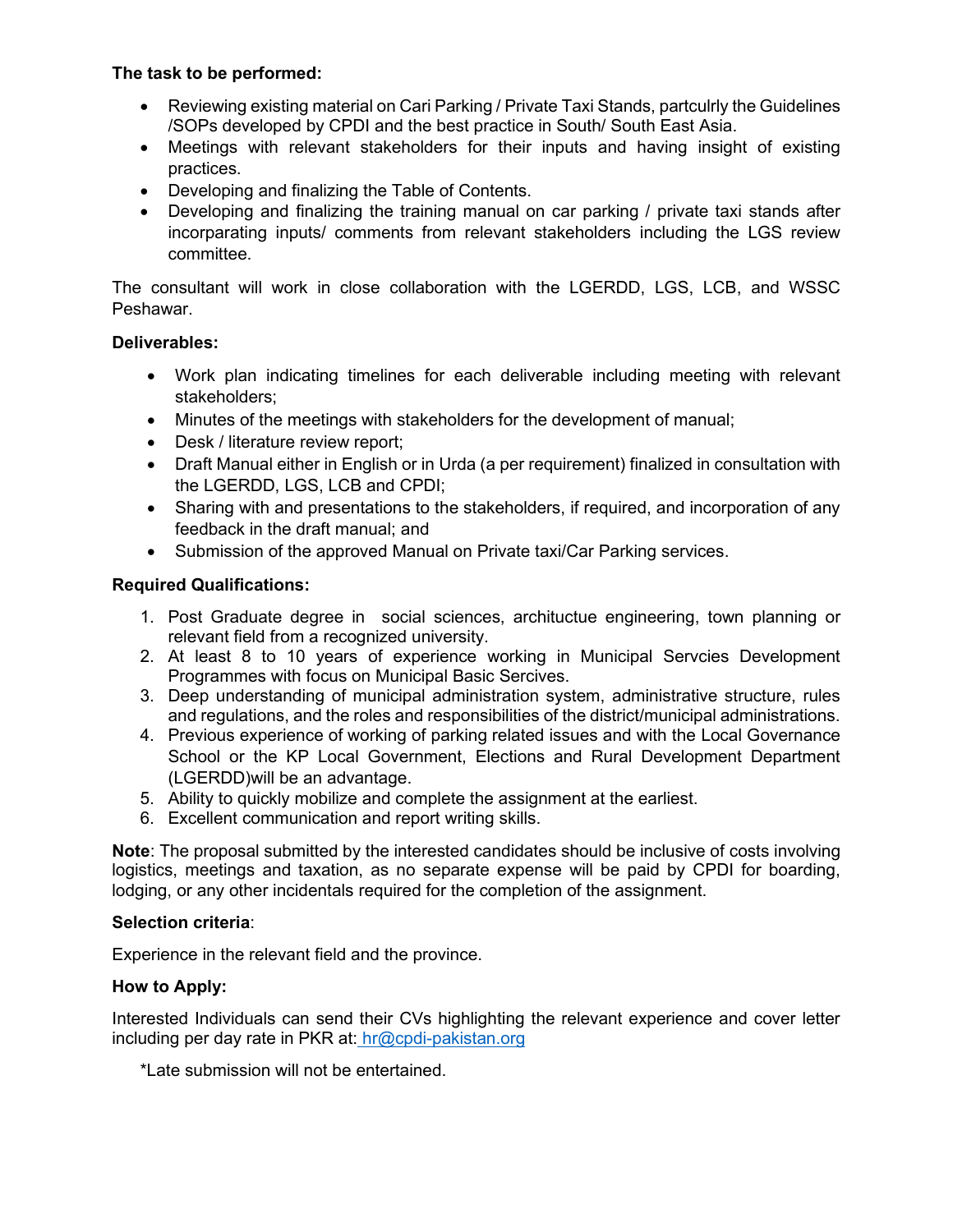**The task to be performed:**

- Reviewing existing material on Cari Parking / Private Taxi Stands, partculrly the Guidelines /SOPs developed by CPDI and the best practice in South/ South East Asia.
- Meetings with relevant stakeholders for their inputs and having insight of existing practices.
- Developing and finalizing the Table of Contents.
- Developing and finalizing the training manual on car parking / private taxi stands after incorparating inputs/ comments from relevant stakeholders including the LGS review committee.

The consultant will work in close collaboration with the LGERDD, LGS, LCB, and WSSC Peshawar.

**Deliverables:**

- Work plan indicating timelines for each deliverable including meeting with relevant stakeholders;
- Minutes of the meetings with stakeholders for the development of manual;
- Desk / literature review report;
- Draft Manual either in English or in Urda (a per requirement) finalized in consultation with the LGERDD, LGS, LCB and CPDI;
- Sharing with and presentations to the stakeholders, if required, and incorporation of any feedback in the draft manual; and
- Submission of the approved Manual on Private taxi/Car Parking services.

**Required Qualifications:**

1. Post Graduate degree in social sciences, archituctue engineering, town planning or relevant field from a recognized university.
2. At least 8 to 10 years of experience working in Municipal Servcies Development Programmes with focus on Municipal Basic Sercives.
3. Deep understanding of municipal administration system, administrative structure, rules and regulations, and the roles and responsibilities of the district/municipal administrations.
4. Previous experience of working of parking related issues and with the Local Governance School or the KP Local Government, Elections and Rural Development Department (LGERDD)will be an advantage.
5. Ability to quickly mobilize and complete the assignment at the earliest.
6. Excellent communication and report writing skills.

**Note**: The proposal submitted by the interested candidates should be inclusive of costs involving logistics, meetings and taxation, as no separate expense will be paid by CPDI for boarding, lodging, or any other incidentals required for the completion of the assignment.

**Selection criteria**:

Experience in the relevant field and the province.

**How to Apply:**

Interested Individuals can send their CVs highlighting the relevant experience and cover letter including per day rate in PKR at: hr@cpdi-pakistan.org

*Late submission will not be entertained.